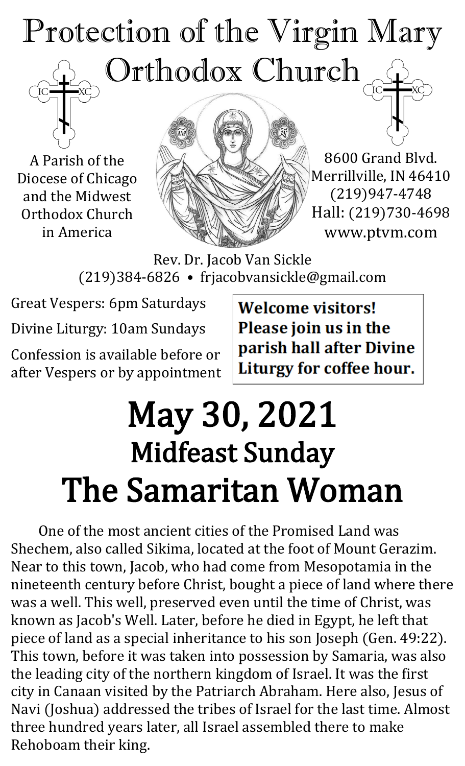# Protection of the Virgin Mary Orthodox Church

A Parish of the Diocese of Chicago and the Midwest Orthodox Church in America

8600 Grand Blvd.
Merrillville, IN 46410
(219)947-4748
Hall: (219)730-4698
www.ptvm.com

Rev. Dr. Jacob Van Sickle
(219)384-6826 • frjacobvansickle@gmail.com

Great Vespers: 6pm Saturdays

Divine Liturgy: 10am Sundays

Confession is available before or after Vespers or by appointment

**Welcome visitors! Please join us in the parish hall after Divine Liturgy for coffee hour.**

# May 30, 2021
## Midfeast Sunday
# The Samaritan Woman

One of the most ancient cities of the Promised Land was Shechem, also called Sikima, located at the foot of Mount Gerazim. Near to this town, Jacob, who had come from Mesopotamia in the nineteenth century before Christ, bought a piece of land where there was a well. This well, preserved even until the time of Christ, was known as Jacob's Well. Later, before he died in Egypt, he left that piece of land as a special inheritance to his son Joseph (Gen. 49:22). This town, before it was taken into possession by Samaria, was also the leading city of the northern kingdom of Israel. It was the first city in Canaan visited by the Patriarch Abraham. Here also, Jesus of Navi (Joshua) addressed the tribes of Israel for the last time. Almost three hundred years later, all Israel assembled there to make Rehoboam their king.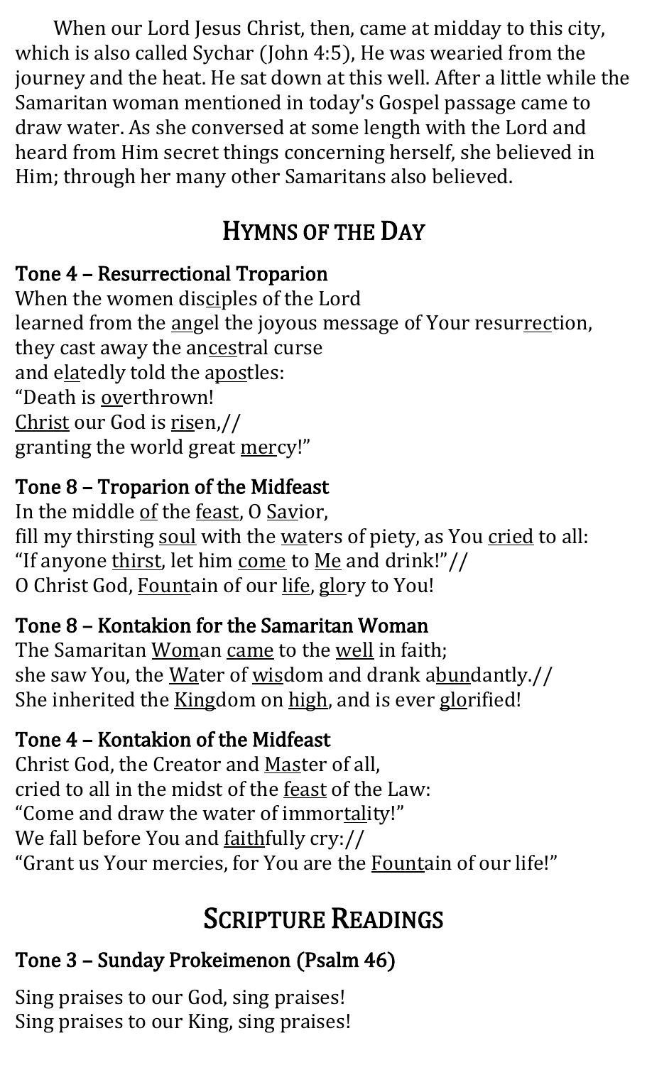When our Lord Jesus Christ, then, came at midday to this city, which is also called Sychar (John 4:5), He was wearied from the journey and the heat. He sat down at this well. After a little while the Samaritan woman mentioned in today's Gospel passage came to draw water. As she conversed at some length with the Lord and heard from Him secret things concerning herself, she believed in Him; through her many other Samaritans also believed.

## HYMNS OF THE DAY

### Tone 4 – Resurrectional Troparion

When the women disciples of the Lord
learned from the angel the joyous message of Your resurrection,
they cast away the ancestral curse
and elatedly told the apostles:
"Death is overthrown!
Christ our God is risen,//
granting the world great mercy!"

### Tone 8 – Troparion of the Midfeast

In the middle of the feast, O Savior,
fill my thirsting soul with the waters of piety, as You cried to all:
"If anyone thirst, let him come to Me and drink!"//
O Christ God, Fountain of our life, glory to You!

### Tone 8 – Kontakion for the Samaritan Woman

The Samaritan Woman came to the well in faith;
she saw You, the Water of wisdom and drank abundantly.//
She inherited the Kingdom on high, and is ever glorified!

### Tone 4 – Kontakion of the Midfeast

Christ God, the Creator and Master of all,
cried to all in the midst of the feast of the Law:
"Come and draw the water of immortality!"
We fall before You and faithfully cry://
"Grant us Your mercies, for You are the Fountain of our life!"

## SCRIPTURE READINGS

### Tone 3 – Sunday Prokeimenon (Psalm 46)

Sing praises to our God, sing praises!
Sing praises to our King, sing praises!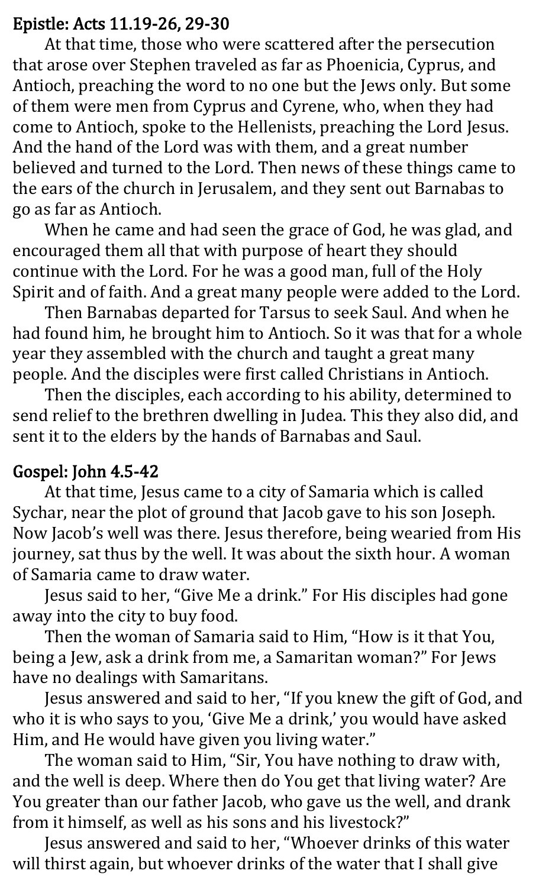### Epistle: Acts 11.19-26, 29-30

At that time, those who were scattered after the persecution that arose over Stephen traveled as far as Phoenicia, Cyprus, and Antioch, preaching the word to no one but the Jews only. But some of them were men from Cyprus and Cyrene, who, when they had come to Antioch, spoke to the Hellenists, preaching the Lord Jesus. And the hand of the Lord was with them, and a great number believed and turned to the Lord. Then news of these things came to the ears of the church in Jerusalem, and they sent out Barnabas to go as far as Antioch.

When he came and had seen the grace of God, he was glad, and encouraged them all that with purpose of heart they should continue with the Lord. For he was a good man, full of the Holy Spirit and of faith. And a great many people were added to the Lord.

Then Barnabas departed for Tarsus to seek Saul. And when he had found him, he brought him to Antioch. So it was that for a whole year they assembled with the church and taught a great many people. And the disciples were first called Christians in Antioch.

Then the disciples, each according to his ability, determined to send relief to the brethren dwelling in Judea. This they also did, and sent it to the elders by the hands of Barnabas and Saul.

### Gospel: John 4.5-42

At that time, Jesus came to a city of Samaria which is called Sychar, near the plot of ground that Jacob gave to his son Joseph. Now Jacob's well was there. Jesus therefore, being wearied from His journey, sat thus by the well. It was about the sixth hour. A woman of Samaria came to draw water.

Jesus said to her, "Give Me a drink." For His disciples had gone away into the city to buy food.

Then the woman of Samaria said to Him, "How is it that You, being a Jew, ask a drink from me, a Samaritan woman?" For Jews have no dealings with Samaritans.

Jesus answered and said to her, "If you knew the gift of God, and who it is who says to you, 'Give Me a drink,' you would have asked Him, and He would have given you living water."

The woman said to Him, "Sir, You have nothing to draw with, and the well is deep. Where then do You get that living water? Are You greater than our father Jacob, who gave us the well, and drank from it himself, as well as his sons and his livestock?"

Jesus answered and said to her, "Whoever drinks of this water will thirst again, but whoever drinks of the water that I shall give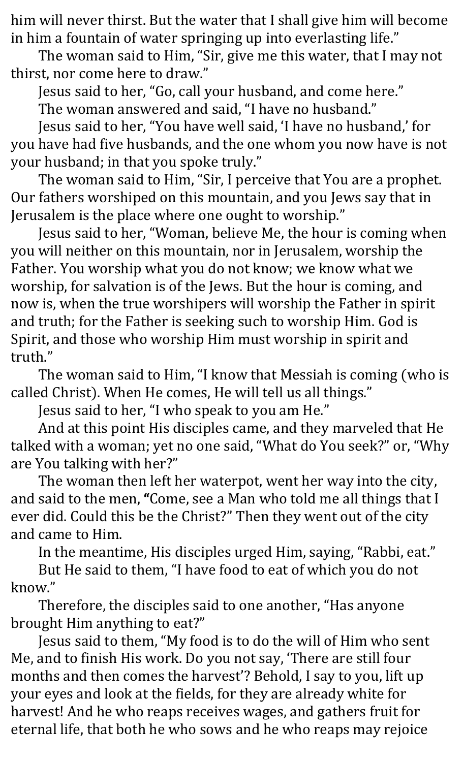him will never thirst. But the water that I shall give him will become in him a fountain of water springing up into everlasting life."

The woman said to Him, "Sir, give me this water, that I may not thirst, nor come here to draw."

Jesus said to her, "Go, call your husband, and come here."

The woman answered and said, "I have no husband."

Jesus said to her, "You have well said, 'I have no husband,' for you have had five husbands, and the one whom you now have is not your husband; in that you spoke truly."

The woman said to Him, "Sir, I perceive that You are a prophet. Our fathers worshiped on this mountain, and you Jews say that in Jerusalem is the place where one ought to worship."

Jesus said to her, "Woman, believe Me, the hour is coming when you will neither on this mountain, nor in Jerusalem, worship the Father. You worship what you do not know; we know what we worship, for salvation is of the Jews. But the hour is coming, and now is, when the true worshipers will worship the Father in spirit and truth; for the Father is seeking such to worship Him. God is Spirit, and those who worship Him must worship in spirit and truth."

The woman said to Him, "I know that Messiah is coming (who is called Christ). When He comes, He will tell us all things."

Jesus said to her, "I who speak to you am He."

And at this point His disciples came, and they marveled that He talked with a woman; yet no one said, "What do You seek?" or, "Why are You talking with her?"

The woman then left her waterpot, went her way into the city, and said to the men, "Come, see a Man who told me all things that I ever did. Could this be the Christ?" Then they went out of the city and came to Him.

In the meantime, His disciples urged Him, saying, "Rabbi, eat."

But He said to them, "I have food to eat of which you do not know."

Therefore, the disciples said to one another, "Has anyone brought Him anything to eat?"

Jesus said to them, "My food is to do the will of Him who sent Me, and to finish His work. Do you not say, 'There are still four months and then comes the harvest'? Behold, I say to you, lift up your eyes and look at the fields, for they are already white for harvest! And he who reaps receives wages, and gathers fruit for eternal life, that both he who sows and he who reaps may rejoice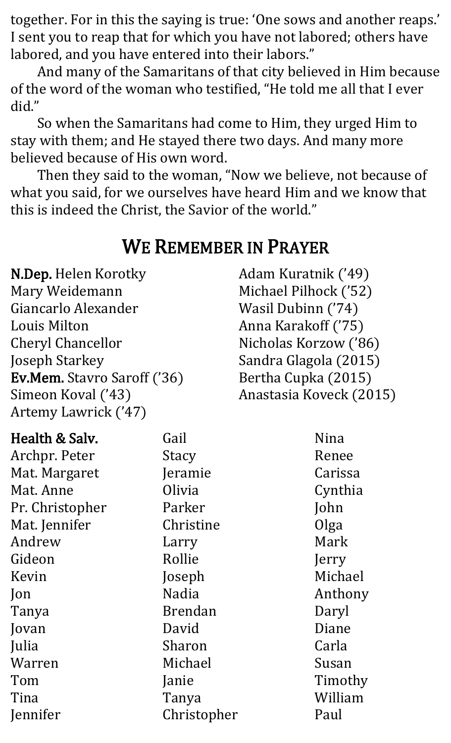together. For in this the saying is true: 'One sows and another reaps.' I sent you to reap that for which you have not labored; others have labored, and you have entered into their labors."

And many of the Samaritans of that city believed in Him because of the word of the woman who testified, "He told me all that I ever did."

So when the Samaritans had come to Him, they urged Him to stay with them; and He stayed there two days. And many more believed because of His own word.

Then they said to the woman, "Now we believe, not because of what you said, for we ourselves have heard Him and we know that this is indeed the Christ, the Savior of the world."

## We Remember in Prayer

**N.Dep.** Helen Korotky
Mary Weidemann
Giancarlo Alexander
Louis Milton
Cheryl Chancellor
Joseph Starkey
**Ev.Mem.** Stavro Saroff ('36)
Simeon Koval ('43)
Artemy Lawrick ('47)
Adam Kuratnik ('49)
Michael Pilhock ('52)
Wasil Dubinn ('74)
Anna Karakoff ('75)
Nicholas Korzow ('86)
Sandra Glagola (2015)
Bertha Cupka (2015)
Anastasia Koveck (2015)

**Health & Salv.**
Archpr. Peter
Mat. Margaret
Mat. Anne
Pr. Christopher
Mat. Jennifer
Andrew
Gideon
Kevin
Jon
Tanya
Jovan
Julia
Warren
Tom
Tina
Jennifer
Gail
Stacy
Jeramie
Olivia
Parker
Christine
Larry
Rollie
Joseph
Nadia
Brendan
David
Sharon
Michael
Janie
Tanya
Christopher
Nina
Renee
Carissa
Cynthia
John
Olga
Mark
Jerry
Michael
Anthony
Daryl
Diane
Carla
Susan
Timothy
William
Paul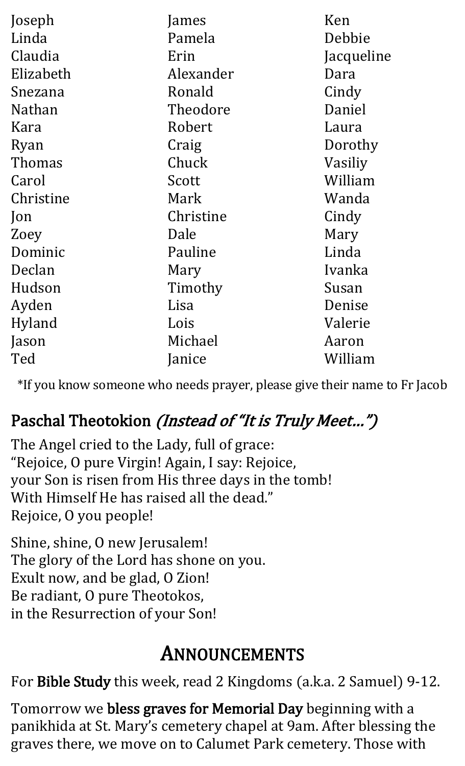Joseph
Linda
Claudia
Elizabeth
Snezana
Nathan
Kara
Ryan
Thomas
Carol
Christine
Jon
Zoey
Dominic
Declan
Hudson
Ayden
Hyland
Jason
Ted
James
Pamela
Erin
Alexander
Ronald
Theodore
Robert
Craig
Chuck
Scott
Mark
Christine
Dale
Pauline
Mary
Timothy
Lisa
Lois
Michael
Janice
Ken
Debbie
Jacqueline
Dara
Cindy
Daniel
Laura
Dorothy
Vasiliy
William
Wanda
Cindy
Mary
Linda
Ivanka
Susan
Denise
Valerie
Aaron
William

*If you know someone who needs prayer, please give their name to Fr Jacob

## Paschal Theotokion *(Instead of "It is Truly Meet…")*

The Angel cried to the Lady, full of grace:
"Rejoice, O pure Virgin! Again, I say: Rejoice,
your Son is risen from His three days in the tomb!
With Himself He has raised all the dead."
Rejoice, O you people!

Shine, shine, O new Jerusalem!
The glory of the Lord has shone on you.
Exult now, and be glad, O Zion!
Be radiant, O pure Theotokos,
in the Resurrection of your Son!

# Announcements

For **Bible Study** this week, read 2 Kingdoms (a.k.a. 2 Samuel) 9-12.

Tomorrow we **bless graves for Memorial Day** beginning with a panikhida at St. Mary's cemetery chapel at 9am. After blessing the graves there, we move on to Calumet Park cemetery. Those with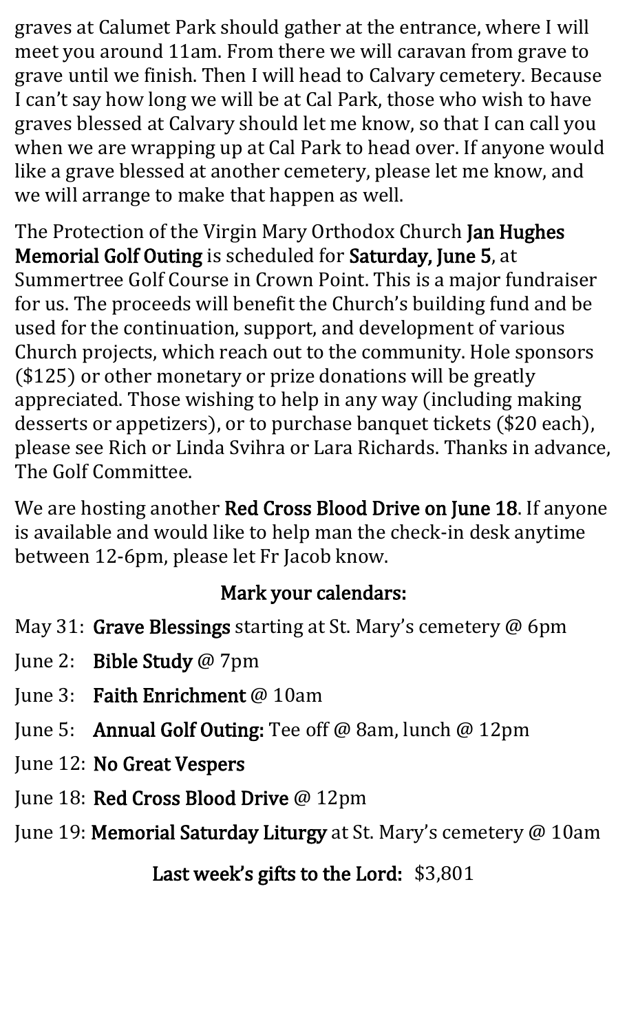graves at Calumet Park should gather at the entrance, where I will meet you around 11am. From there we will caravan from grave to grave until we finish. Then I will head to Calvary cemetery. Because I can't say how long we will be at Cal Park, those who wish to have graves blessed at Calvary should let me know, so that I can call you when we are wrapping up at Cal Park to head over. If anyone would like a grave blessed at another cemetery, please let me know, and we will arrange to make that happen as well.

The Protection of the Virgin Mary Orthodox Church **Jan Hughes Memorial Golf Outing** is scheduled for **Saturday, June 5**, at Summertree Golf Course in Crown Point. This is a major fundraiser for us. The proceeds will benefit the Church's building fund and be used for the continuation, support, and development of various Church projects, which reach out to the community. Hole sponsors ($125) or other monetary or prize donations will be greatly appreciated. Those wishing to help in any way (including making desserts or appetizers), or to purchase banquet tickets ($20 each), please see Rich or Linda Svihra or Lara Richards. Thanks in advance, The Golf Committee.

We are hosting another **Red Cross Blood Drive on June 18**. If anyone is available and would like to help man the check-in desk anytime between 12-6pm, please let Fr Jacob know.

## Mark your calendars:

- May 31: **Grave Blessings** starting at St. Mary's cemetery @ 6pm
- June 2: **Bible Study** @ 7pm
- June 3: **Faith Enrichment** @ 10am
- June 5: **Annual Golf Outing:** Tee off @ 8am, lunch @ 12pm
- June 12: **No Great Vespers**
- June 18: **Red Cross Blood Drive** @ 12pm
- June 19: **Memorial Saturday Liturgy** at St. Mary's cemetery @ 10am

**Last week's gifts to the Lord:** $3,801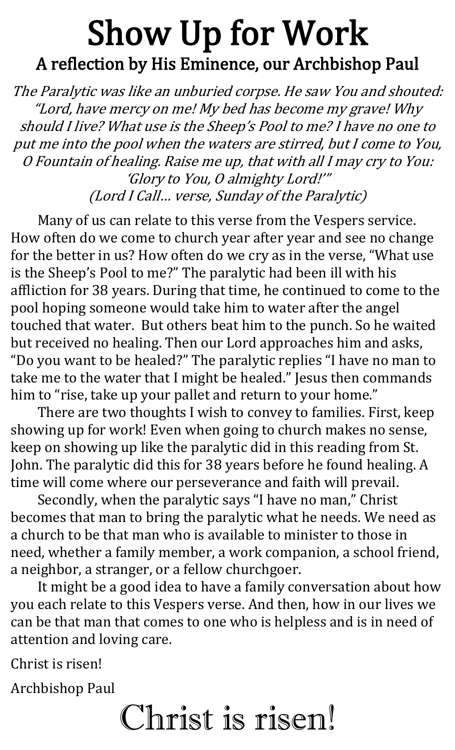# Show Up for Work

## A reflection by His Eminence, our Archbishop Paul

*The Paralytic was like an unburied corpse. He saw You and shouted: "Lord, have mercy on me! My bed has become my grave! Why should I live? What use is the Sheep's Pool to me? I have no one to put me into the pool when the waters are stirred, but I come to You, O Fountain of healing. Raise me up, that with all I may cry to You: 'Glory to You, O almighty Lord!'"*
*(Lord I Call… verse, Sunday of the Paralytic)*

Many of us can relate to this verse from the Vespers service. How often do we come to church year after year and see no change for the better in us? How often do we cry as in the verse, "What use is the Sheep's Pool to me?" The paralytic had been ill with his affliction for 38 years. During that time, he continued to come to the pool hoping someone would take him to water after the angel touched that water. But others beat him to the punch. So he waited but received no healing. Then our Lord approaches him and asks, "Do you want to be healed?" The paralytic replies "I have no man to take me to the water that I might be healed." Jesus then commands him to "rise, take up your pallet and return to your home."

There are two thoughts I wish to convey to families. First, keep showing up for work! Even when going to church makes no sense, keep on showing up like the paralytic did in this reading from St. John. The paralytic did this for 38 years before he found healing. A time will come where our perseverance and faith will prevail.

Secondly, when the paralytic says "I have no man," Christ becomes that man to bring the paralytic what he needs. We need as a church to be that man who is available to minister to those in need, whether a family member, a work companion, a school friend, a neighbor, a stranger, or a fellow churchgoer.

It might be a good idea to have a family conversation about how you each relate to this Vespers verse. And then, how in our lives we can be that man that comes to one who is helpless and is in need of attention and loving care.

Christ is risen!

Archbishop Paul

# Christ is risen!